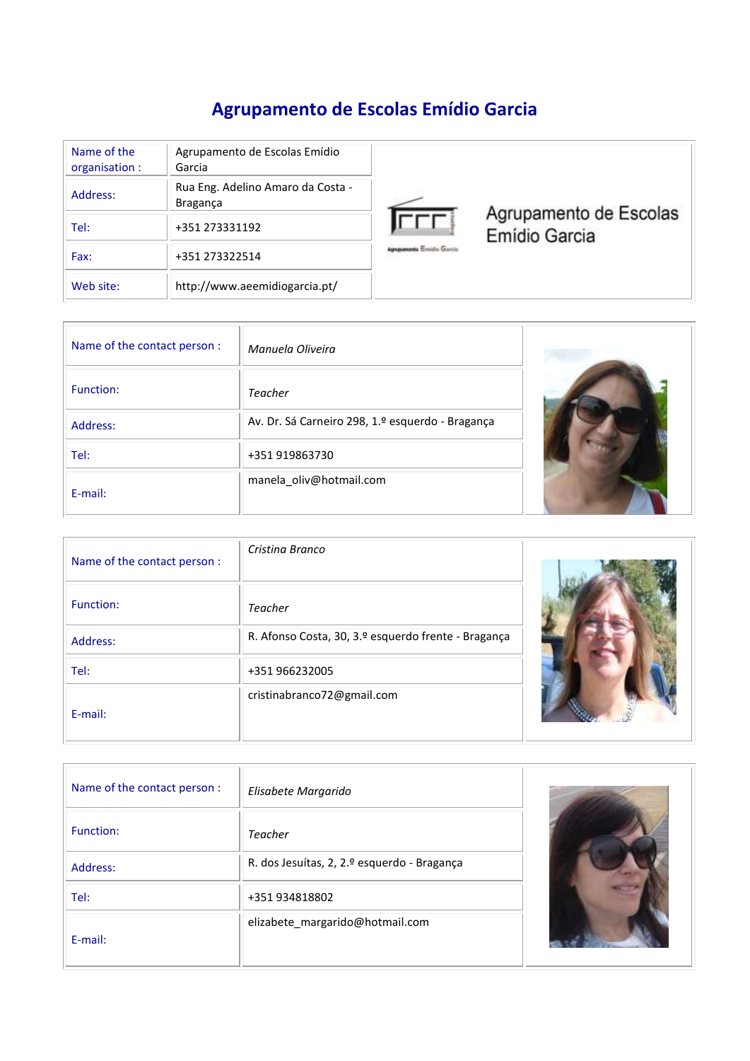# Agrupamento de Escolas Emídio Garcia

| Name of the organisation : | Agrupamento de Escolas Emídio Garcia |
|---|---|
| Address: | Rua Eng. Adelino Amaro da Costa - Bragança |
| Tel: | +351 273331192 |
| Fax: | +351 273322514 |
| Web site: | http://www.aeemidiogarcia.pt/ |

Agrupamento de Escolas Emídio Garcia

| Name of the contact person : | *Manuela Oliveira* |
|---|---|
| Function: | *Teacher* |
| Address: | Av. Dr. Sá Carneiro 298, 1.º esquerdo - Bragança |
| Tel: | +351 919863730 |
| E-mail: | manela_oliv@hotmail.com |

| Name of the contact person : | *Cristina Branco* |
|---|---|
| Function: | *Teacher* |
| Address: | R. Afonso Costa, 30, 3.º esquerdo frente - Bragança |
| Tel: | +351 966232005 |
| E-mail: | cristinabranco72@gmail.com |

| Name of the contact person : | *Elisabete Margarido* |
|---|---|
| Function: | *Teacher* |
| Address: | R. dos Jesuítas, 2, 2.º esquerdo - Bragança |
| Tel: | +351 934818802 |
| E-mail: | elizabete_margarido@hotmail.com |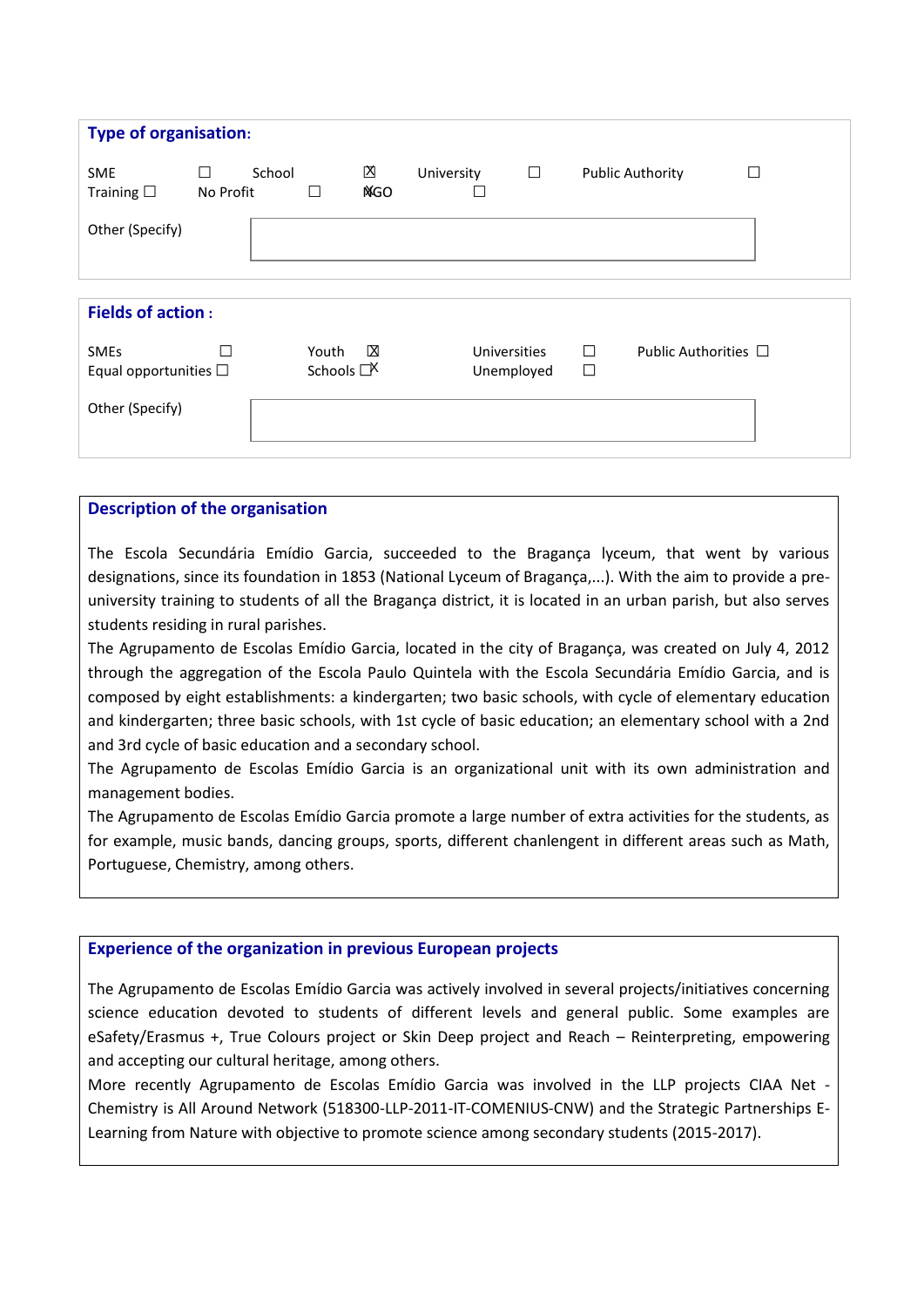## Type of organisation:

SME ☐ School ☒ University ☐ Public Authority ☐
Training ☐ No Profit ☐ NGO ☐

Other (Specify)

## Fields of action :

SMEs ☐ Youth ☒ Universities ☐ Public Authorities ☐
Equal opportunities ☐ Schools ☒ Unemployed ☐

Other (Specify)

## Description of the organisation

The Escola Secundária Emídio Garcia, succeeded to the Bragança lyceum, that went by various designations, since its foundation in 1853 (National Lyceum of Bragança,...). With the aim to provide a pre-university training to students of all the Bragança district, it is located in an urban parish, but also serves students residing in rural parishes.
The Agrupamento de Escolas Emídio Garcia, located in the city of Bragança, was created on July 4, 2012 through the aggregation of the Escola Paulo Quintela with the Escola Secundária Emídio Garcia, and is composed by eight establishments: a kindergarten; two basic schools, with cycle of elementary education and kindergarten; three basic schools, with 1st cycle of basic education; an elementary school with a 2nd and 3rd cycle of basic education and a secondary school.
The Agrupamento de Escolas Emídio Garcia is an organizational unit with its own administration and management bodies.
The Agrupamento de Escolas Emídio Garcia promote a large number of extra activities for the students, as for example, music bands, dancing groups, sports, different chanlengent in different areas such as Math, Portuguese, Chemistry, among others.

## Experience of the organization in previous European projects

The Agrupamento de Escolas Emídio Garcia was actively involved in several projects/initiatives concerning science education devoted to students of different levels and general public. Some examples are eSafety/Erasmus +, True Colours project or Skin Deep project and Reach – Reinterpreting, empowering and accepting our cultural heritage, among others.
More recently Agrupamento de Escolas Emídio Garcia was involved in the LLP projects CIAA Net - Chemistry is All Around Network (518300-LLP-2011-IT-COMENIUS-CNW) and the Strategic Partnerships E-Learning from Nature with objective to promote science among secondary students (2015-2017).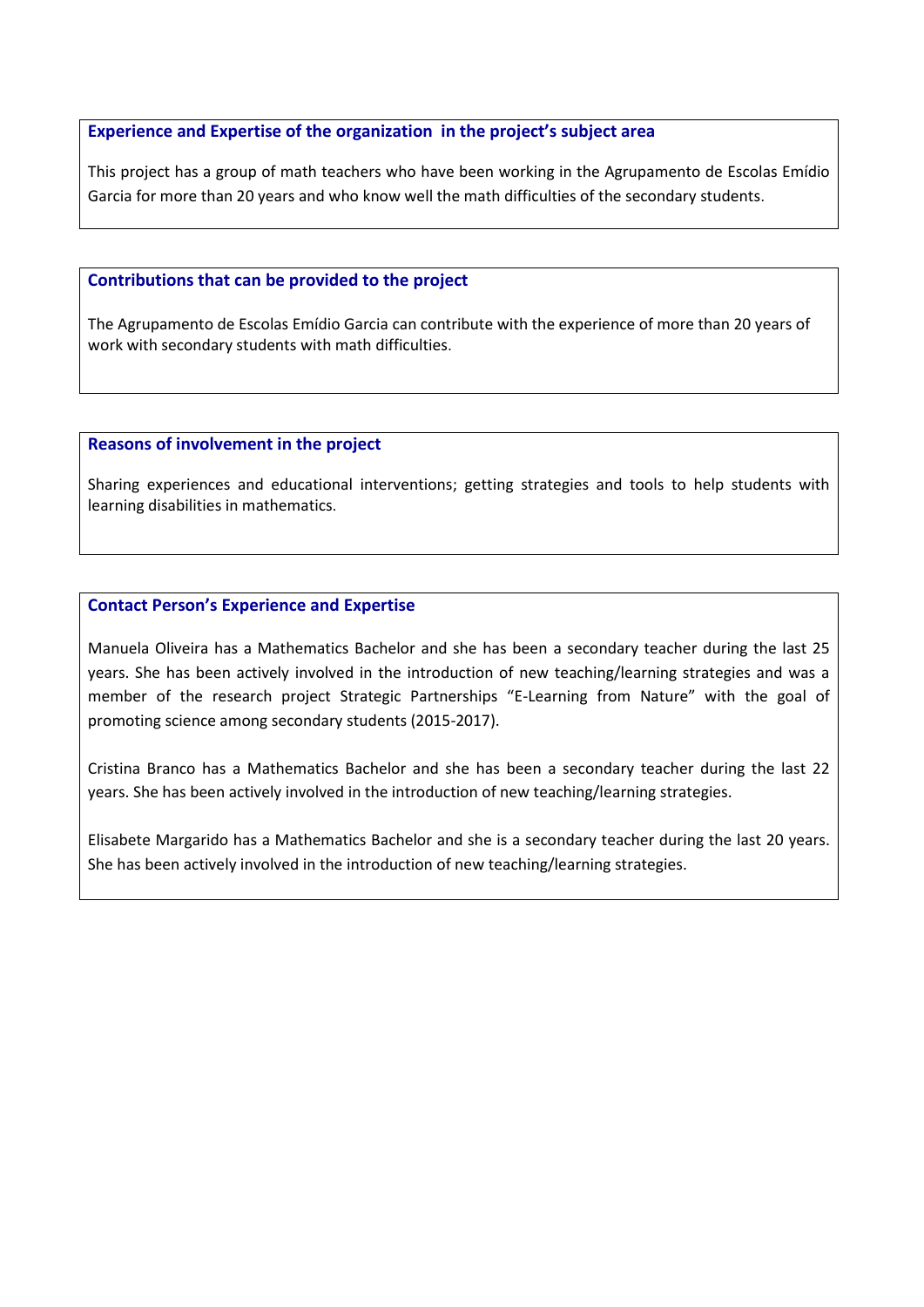### Experience and Expertise of the organization in the project's subject area

This project has a group of math teachers who have been working in the Agrupamento de Escolas Emídio Garcia for more than 20 years and who know well the math difficulties of the secondary students.

### Contributions that can be provided to the project

The Agrupamento de Escolas Emídio Garcia can contribute with the experience of more than 20 years of work with secondary students with math difficulties.

### Reasons of involvement in the project

Sharing experiences and educational interventions; getting strategies and tools to help students with learning disabilities in mathematics.

### Contact Person's Experience and Expertise

Manuela Oliveira has a Mathematics Bachelor and she has been a secondary teacher during the last 25 years. She has been actively involved in the introduction of new teaching/learning strategies and was a member of the research project Strategic Partnerships "E-Learning from Nature" with the goal of promoting science among secondary students (2015-2017).

Cristina Branco has a Mathematics Bachelor and she has been a secondary teacher during the last 22 years. She has been actively involved in the introduction of new teaching/learning strategies.

Elisabete Margarido has a Mathematics Bachelor and she is a secondary teacher during the last 20 years. She has been actively involved in the introduction of new teaching/learning strategies.